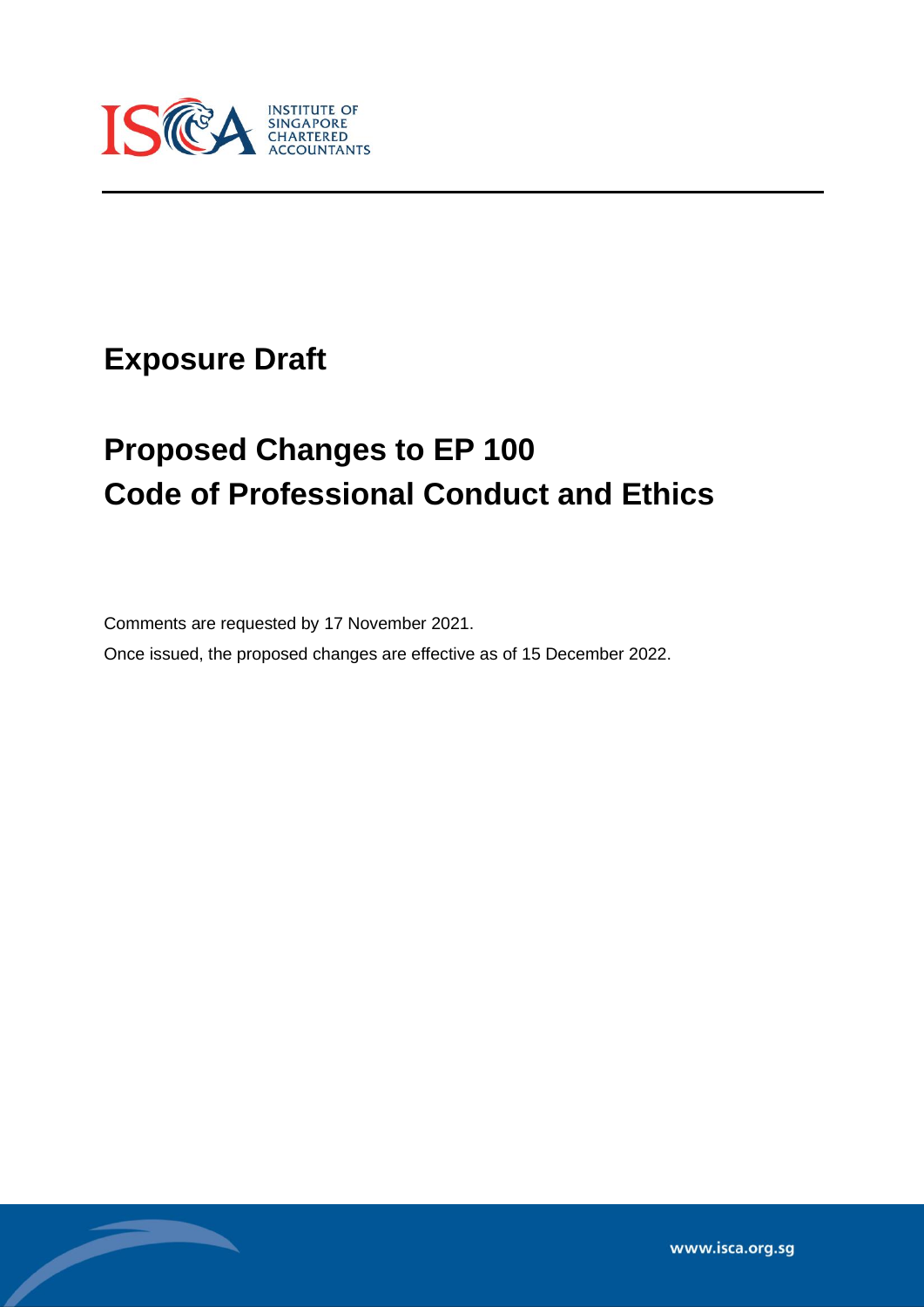INSTITUTE OF SINGAPORE CHARTERED ACCOUNTANTS

# Exposure Draft

# Proposed Changes to EP 100 Code of Professional Conduct and Ethics

Comments are requested by 17 November 2021.

Once issued, the proposed changes are effective as of 15 December 2022.

www.isca.org.sg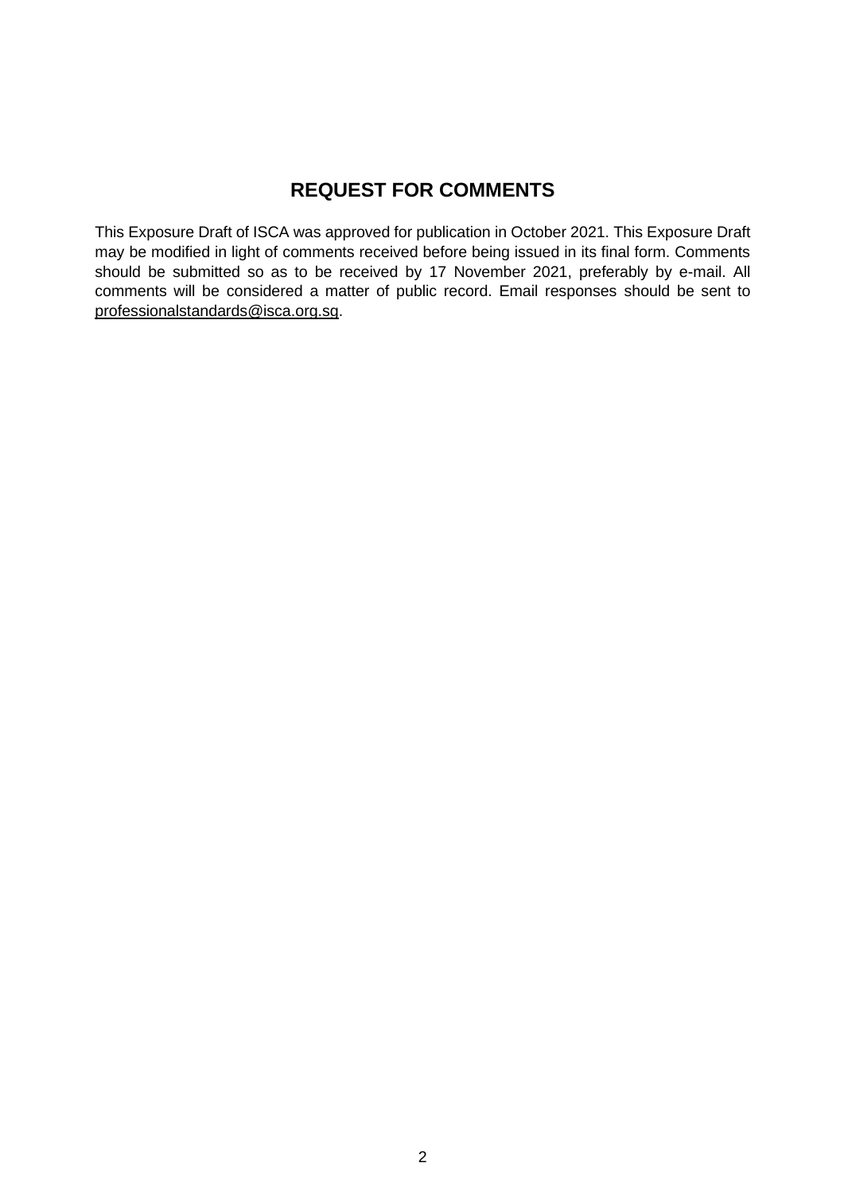## REQUEST FOR COMMENTS

This Exposure Draft of ISCA was approved for publication in October 2021. This Exposure Draft may be modified in light of comments received before being issued in its final form. Comments should be submitted so as to be received by 17 November 2021, preferably by e-mail. All comments will be considered a matter of public record. Email responses should be sent to professionalstandards@isca.org.sg.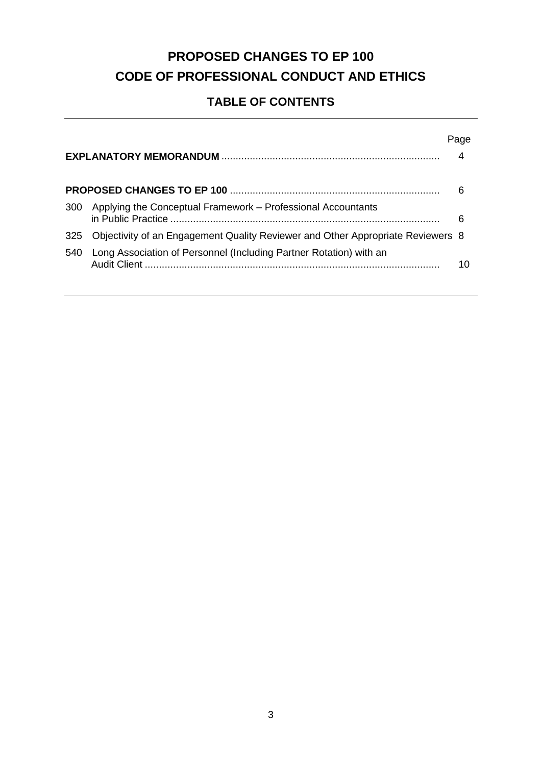# PROPOSED CHANGES TO EP 100
# CODE OF PROFESSIONAL CONDUCT AND ETHICS

## TABLE OF CONTENTS

| | | Page |
|---|---|---|
| **EXPLANATORY MEMORANDUM** | | 4 |
| **PROPOSED CHANGES TO EP 100** | | 6 |
| 300 | Applying the Conceptual Framework – Professional Accountants in Public Practice | 6 |
| 325 | Objectivity of an Engagement Quality Reviewer and Other Appropriate Reviewers | 8 |
| 540 | Long Association of Personnel (Including Partner Rotation) with an Audit Client | 10 |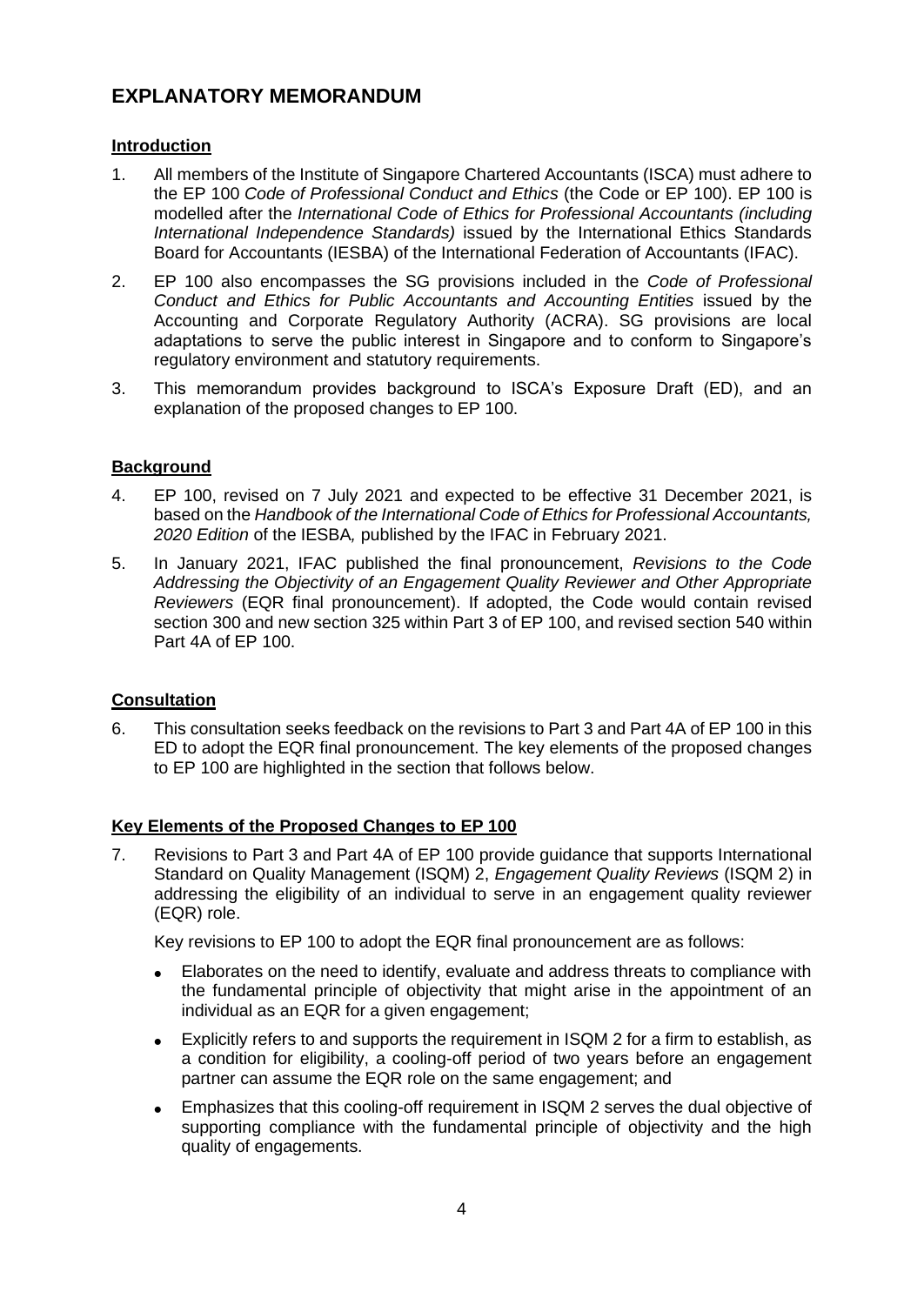# EXPLANATORY MEMORANDUM

## Introduction

1. All members of the Institute of Singapore Chartered Accountants (ISCA) must adhere to the EP 100 *Code of Professional Conduct and Ethics* (the Code or EP 100). EP 100 is modelled after the *International Code of Ethics for Professional Accountants (including International Independence Standards)* issued by the International Ethics Standards Board for Accountants (IESBA) of the International Federation of Accountants (IFAC).

2. EP 100 also encompasses the SG provisions included in the *Code of Professional Conduct and Ethics for Public Accountants and Accounting Entities* issued by the Accounting and Corporate Regulatory Authority (ACRA). SG provisions are local adaptations to serve the public interest in Singapore and to conform to Singapore's regulatory environment and statutory requirements.

3. This memorandum provides background to ISCA's Exposure Draft (ED), and an explanation of the proposed changes to EP 100.

## Background

4. EP 100, revised on 7 July 2021 and expected to be effective 31 December 2021, is based on the *Handbook of the International Code of Ethics for Professional Accountants, 2020 Edition* of the IESBA*,* published by the IFAC in February 2021.

5. In January 2021, IFAC published the final pronouncement, *Revisions to the Code Addressing the Objectivity of an Engagement Quality Reviewer and Other Appropriate Reviewers* (EQR final pronouncement). If adopted, the Code would contain revised section 300 and new section 325 within Part 3 of EP 100, and revised section 540 within Part 4A of EP 100.

## Consultation

6. This consultation seeks feedback on the revisions to Part 3 and Part 4A of EP 100 in this ED to adopt the EQR final pronouncement. The key elements of the proposed changes to EP 100 are highlighted in the section that follows below.

## Key Elements of the Proposed Changes to EP 100

7. Revisions to Part 3 and Part 4A of EP 100 provide guidance that supports International Standard on Quality Management (ISQM) 2, *Engagement Quality Reviews* (ISQM 2) in addressing the eligibility of an individual to serve in an engagement quality reviewer (EQR) role.

   Key revisions to EP 100 to adopt the EQR final pronouncement are as follows:

   - Elaborates on the need to identify, evaluate and address threats to compliance with the fundamental principle of objectivity that might arise in the appointment of an individual as an EQR for a given engagement;
   - Explicitly refers to and supports the requirement in ISQM 2 for a firm to establish, as a condition for eligibility, a cooling-off period of two years before an engagement partner can assume the EQR role on the same engagement; and
   - Emphasizes that this cooling-off requirement in ISQM 2 serves the dual objective of supporting compliance with the fundamental principle of objectivity and the high quality of engagements.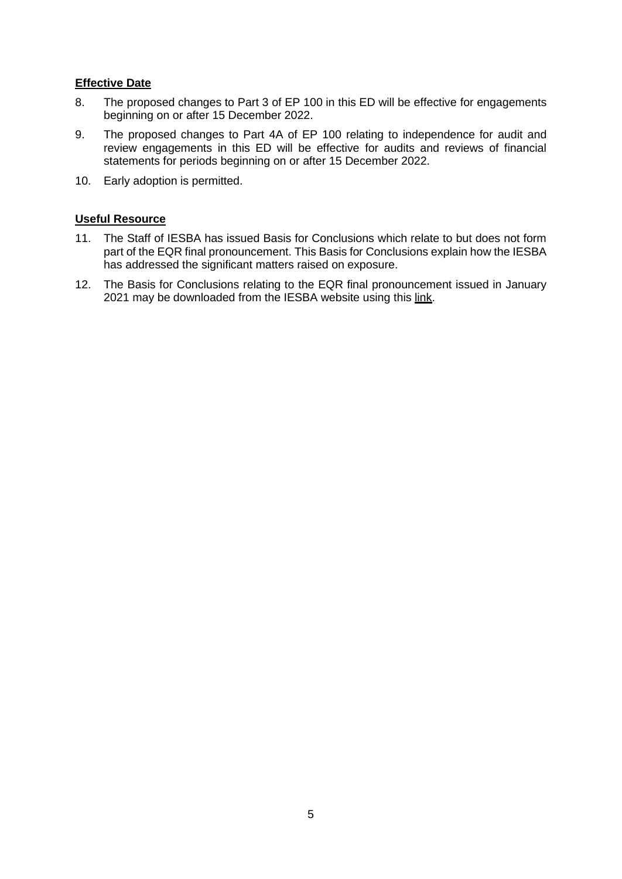**Effective Date**

8. The proposed changes to Part 3 of EP 100 in this ED will be effective for engagements beginning on or after 15 December 2022.
9. The proposed changes to Part 4A of EP 100 relating to independence for audit and review engagements in this ED will be effective for audits and reviews of financial statements for periods beginning on or after 15 December 2022.
10. Early adoption is permitted.

**Useful Resource**

11. The Staff of IESBA has issued Basis for Conclusions which relate to but does not form part of the EQR final pronouncement. This Basis for Conclusions explain how the IESBA has addressed the significant matters raised on exposure.
12. The Basis for Conclusions relating to the EQR final pronouncement issued in January 2021 may be downloaded from the IESBA website using this link.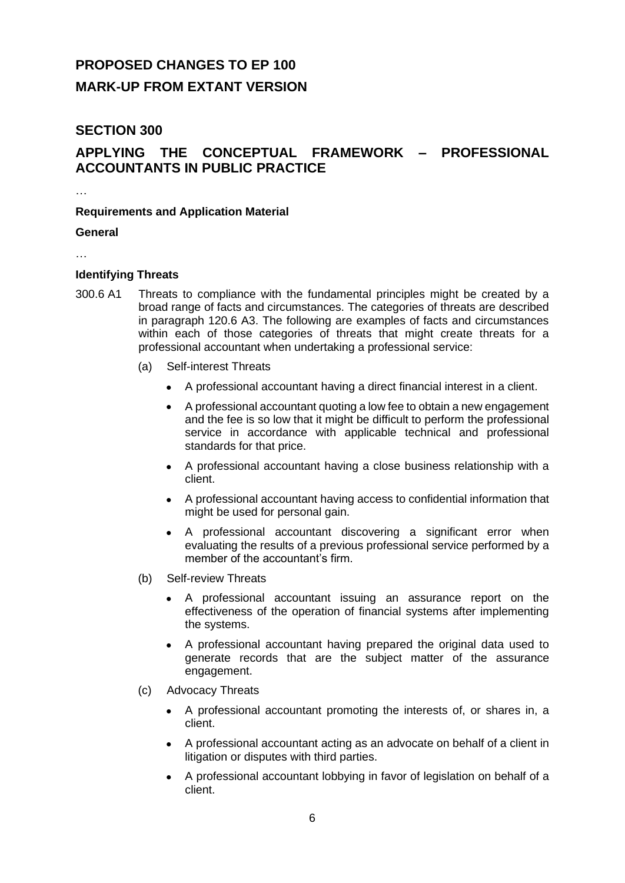# PROPOSED CHANGES TO EP 100

# MARK-UP FROM EXTANT VERSION

## SECTION 300

## APPLYING THE CONCEPTUAL FRAMEWORK – PROFESSIONAL ACCOUNTANTS IN PUBLIC PRACTICE

…

**Requirements and Application Material**

**General**

…

**Identifying Threats**

300.6 A1 Threats to compliance with the fundamental principles might be created by a broad range of facts and circumstances. The categories of threats are described in paragraph 120.6 A3. The following are examples of facts and circumstances within each of those categories of threats that might create threats for a professional accountant when undertaking a professional service:

(a) Self-interest Threats

- A professional accountant having a direct financial interest in a client.
- A professional accountant quoting a low fee to obtain a new engagement and the fee is so low that it might be difficult to perform the professional service in accordance with applicable technical and professional standards for that price.
- A professional accountant having a close business relationship with a client.
- A professional accountant having access to confidential information that might be used for personal gain.
- A professional accountant discovering a significant error when evaluating the results of a previous professional service performed by a member of the accountant's firm.

(b) Self-review Threats

- A professional accountant issuing an assurance report on the effectiveness of the operation of financial systems after implementing the systems.
- A professional accountant having prepared the original data used to generate records that are the subject matter of the assurance engagement.

(c) Advocacy Threats

- A professional accountant promoting the interests of, or shares in, a client.
- A professional accountant acting as an advocate on behalf of a client in litigation or disputes with third parties.
- A professional accountant lobbying in favor of legislation on behalf of a client.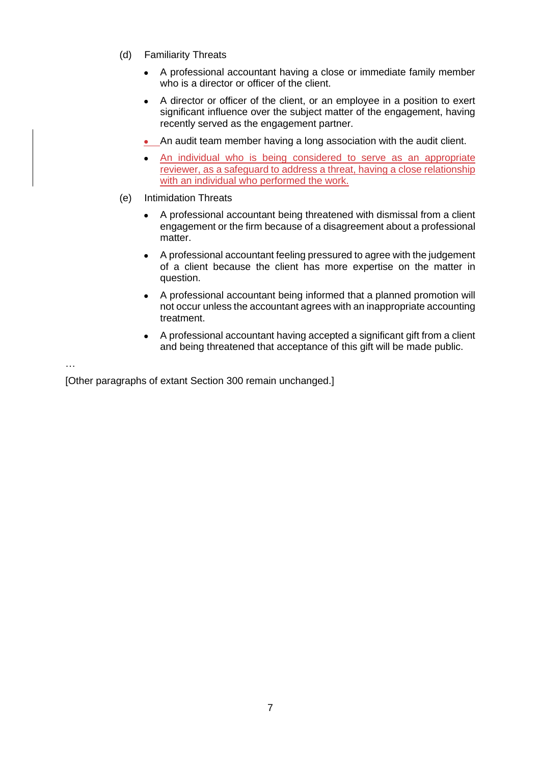(d) Familiarity Threats

- A professional accountant having a close or immediate family member who is a director or officer of the client.
- A director or officer of the client, or an employee in a position to exert significant influence over the subject matter of the engagement, having recently served as the engagement partner.
- An audit team member having a long association with the audit client.
- An individual who is being considered to serve as an appropriate reviewer, as a safeguard to address a threat, having a close relationship with an individual who performed the work.

(e) Intimidation Threats

- A professional accountant being threatened with dismissal from a client engagement or the firm because of a disagreement about a professional matter.
- A professional accountant feeling pressured to agree with the judgement of a client because the client has more expertise on the matter in question.
- A professional accountant being informed that a planned promotion will not occur unless the accountant agrees with an inappropriate accounting treatment.
- A professional accountant having accepted a significant gift from a client and being threatened that acceptance of this gift will be made public.

…

[Other paragraphs of extant Section 300 remain unchanged.]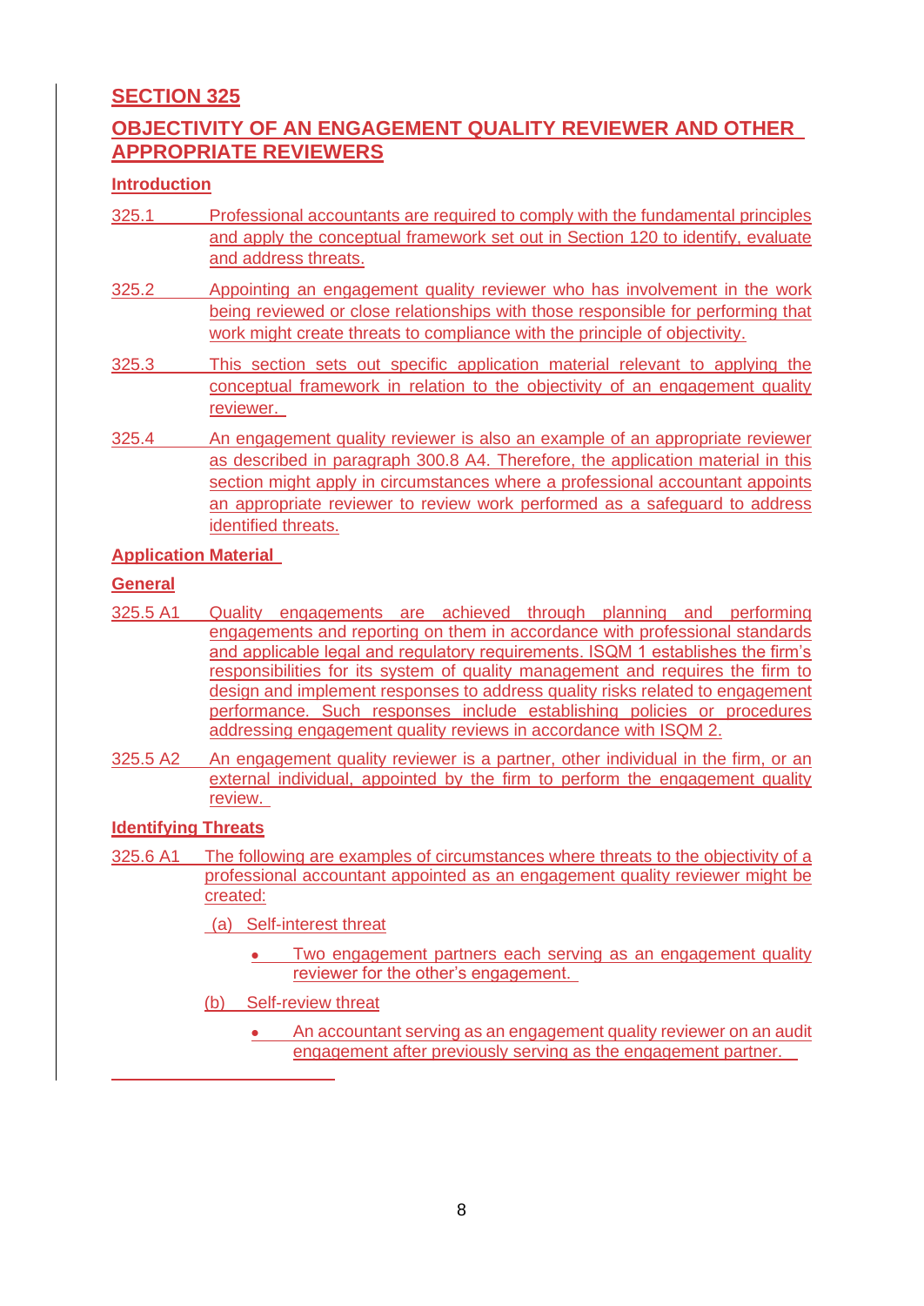# SECTION 325

## OBJECTIVITY OF AN ENGAGEMENT QUALITY REVIEWER AND OTHER APPROPRIATE REVIEWERS

### Introduction

325.1 Professional accountants are required to comply with the fundamental principles and apply the conceptual framework set out in Section 120 to identify, evaluate and address threats.

325.2 Appointing an engagement quality reviewer who has involvement in the work being reviewed or close relationships with those responsible for performing that work might create threats to compliance with the principle of objectivity.

325.3 This section sets out specific application material relevant to applying the conceptual framework in relation to the objectivity of an engagement quality reviewer.

325.4 An engagement quality reviewer is also an example of an appropriate reviewer as described in paragraph 300.8 A4. Therefore, the application material in this section might apply in circumstances where a professional accountant appoints an appropriate reviewer to review work performed as a safeguard to address identified threats.

### Application Material

#### General

325.5 A1 Quality engagements are achieved through planning and performing engagements and reporting on them in accordance with professional standards and applicable legal and regulatory requirements. ISQM 1 establishes the firm's responsibilities for its system of quality management and requires the firm to design and implement responses to address quality risks related to engagement performance. Such responses include establishing policies or procedures addressing engagement quality reviews in accordance with ISQM 2.

325.5 A2 An engagement quality reviewer is a partner, other individual in the firm, or an external individual, appointed by the firm to perform the engagement quality review.

#### Identifying Threats

325.6 A1 The following are examples of circumstances where threats to the objectivity of a professional accountant appointed as an engagement quality reviewer might be created:

(a) Self-interest threat

- Two engagement partners each serving as an engagement quality reviewer for the other's engagement.

(b) Self-review threat

- An accountant serving as an engagement quality reviewer on an audit engagement after previously serving as the engagement partner.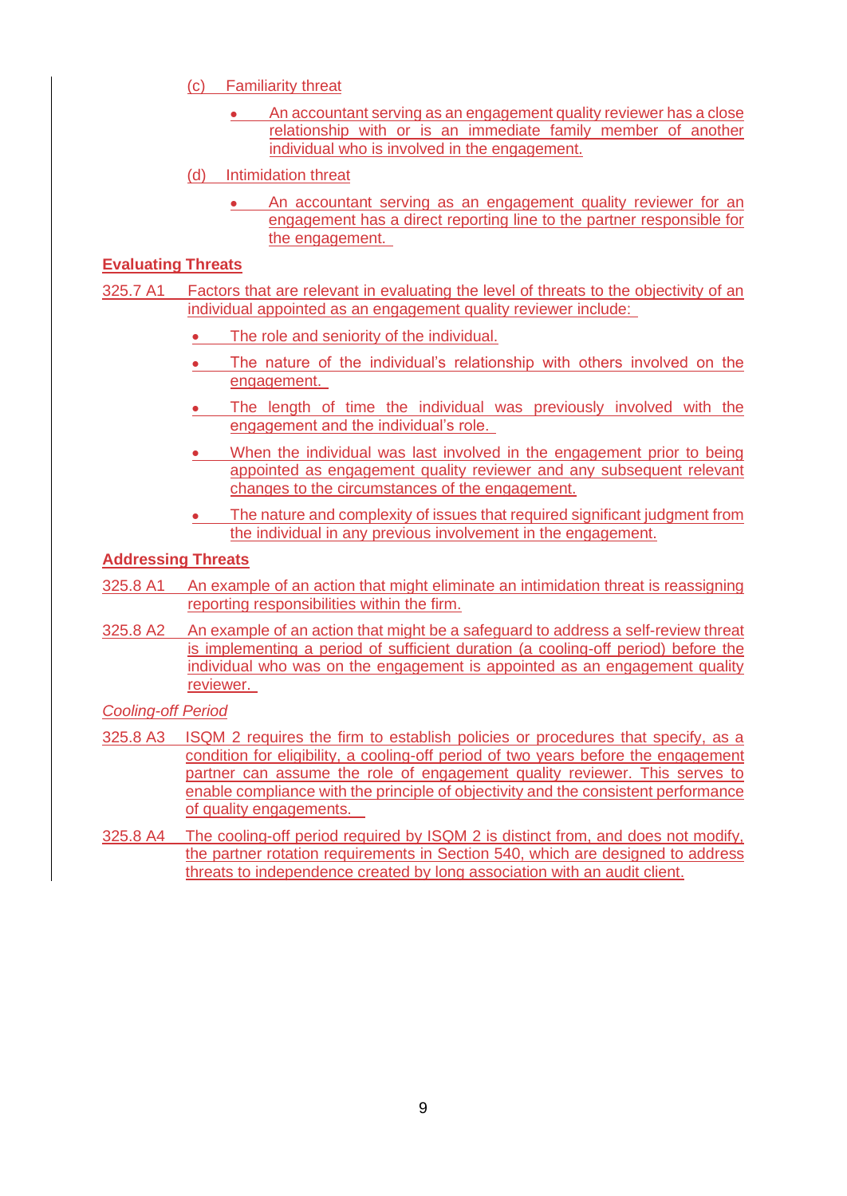(c) Familiarity threat

- An accountant serving as an engagement quality reviewer has a close relationship with or is an immediate family member of another individual who is involved in the engagement.

(d) Intimidation threat

- An accountant serving as an engagement quality reviewer for an engagement has a direct reporting line to the partner responsible for the engagement.

**Evaluating Threats**

325.7 A1 Factors that are relevant in evaluating the level of threats to the objectivity of an individual appointed as an engagement quality reviewer include:

- The role and seniority of the individual.
- The nature of the individual's relationship with others involved on the engagement.
- The length of time the individual was previously involved with the engagement and the individual's role.
- When the individual was last involved in the engagement prior to being appointed as engagement quality reviewer and any subsequent relevant changes to the circumstances of the engagement.
- The nature and complexity of issues that required significant judgment from the individual in any previous involvement in the engagement.

**Addressing Threats**

325.8 A1 An example of an action that might eliminate an intimidation threat is reassigning reporting responsibilities within the firm.

325.8 A2 An example of an action that might be a safeguard to address a self-review threat is implementing a period of sufficient duration (a cooling-off period) before the individual who was on the engagement is appointed as an engagement quality reviewer.

*Cooling-off Period*

325.8 A3 ISQM 2 requires the firm to establish policies or procedures that specify, as a condition for eligibility, a cooling-off period of two years before the engagement partner can assume the role of engagement quality reviewer. This serves to enable compliance with the principle of objectivity and the consistent performance of quality engagements.

325.8 A4 The cooling-off period required by ISQM 2 is distinct from, and does not modify, the partner rotation requirements in Section 540, which are designed to address threats to independence created by long association with an audit client.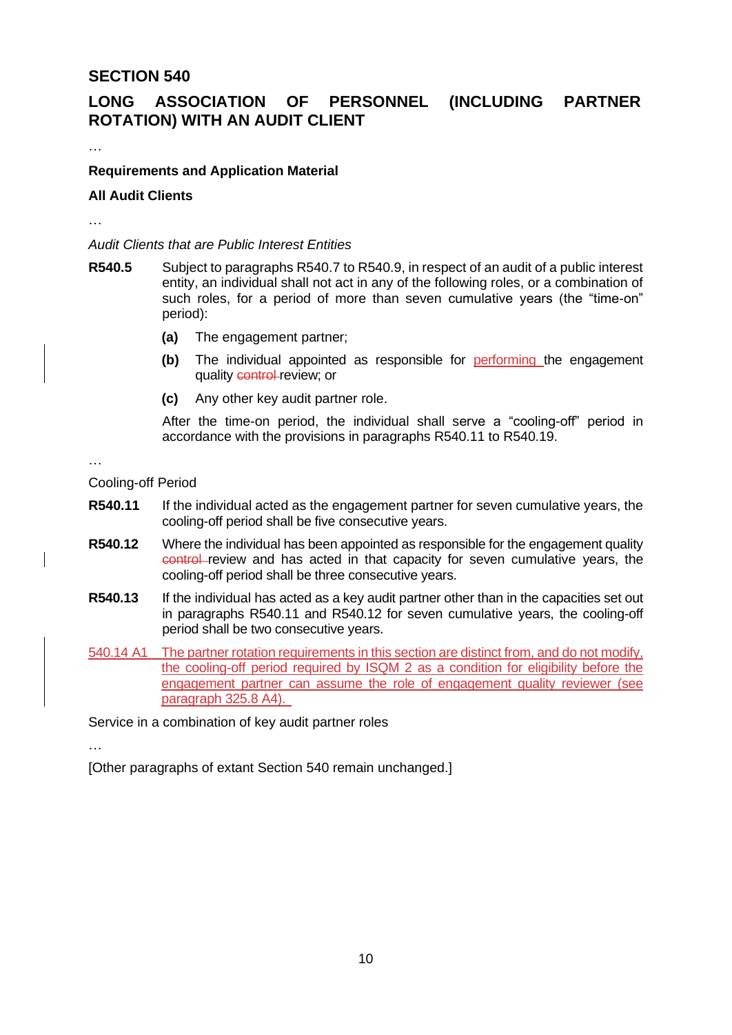# SECTION 540

## LONG ASSOCIATION OF PERSONNEL (INCLUDING PARTNER ROTATION) WITH AN AUDIT CLIENT

…

### Requirements and Application Material

### All Audit Clients

…

*Audit Clients that are Public Interest Entities*

**R540.5** Subject to paragraphs R540.7 to R540.9, in respect of an audit of a public interest entity, an individual shall not act in any of the following roles, or a combination of such roles, for a period of more than seven cumulative years (the "time-on" period):

**(a)** The engagement partner;

**(b)** The individual appointed as responsible for performing the engagement quality ~~control~~ review; or

**(c)** Any other key audit partner role.

After the time-on period, the individual shall serve a "cooling-off" period in accordance with the provisions in paragraphs R540.11 to R540.19.

…

Cooling-off Period

**R540.11** If the individual acted as the engagement partner for seven cumulative years, the cooling-off period shall be five consecutive years.

**R540.12** Where the individual has been appointed as responsible for the engagement quality ~~control~~ review and has acted in that capacity for seven cumulative years, the cooling-off period shall be three consecutive years.

**R540.13** If the individual has acted as a key audit partner other than in the capacities set out in paragraphs R540.11 and R540.12 for seven cumulative years, the cooling-off period shall be two consecutive years.

540.14 A1 The partner rotation requirements in this section are distinct from, and do not modify, the cooling-off period required by ISQM 2 as a condition for eligibility before the engagement partner can assume the role of engagement quality reviewer (see paragraph 325.8 A4).

Service in a combination of key audit partner roles

…

[Other paragraphs of extant Section 540 remain unchanged.]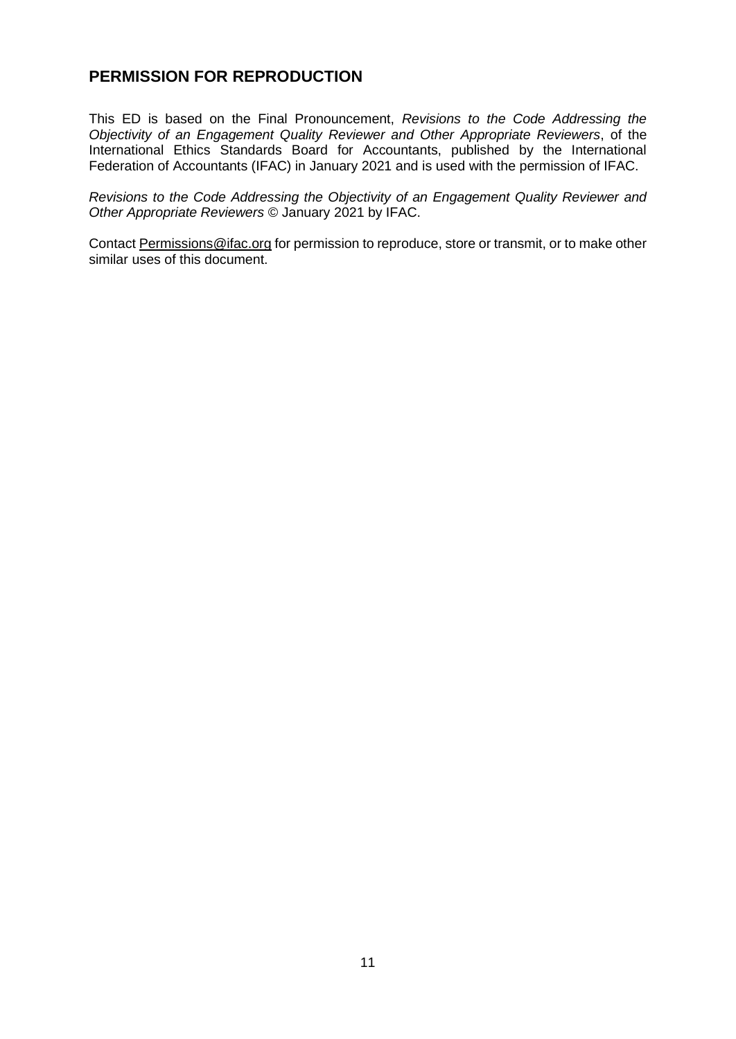## PERMISSION FOR REPRODUCTION

This ED is based on the Final Pronouncement, *Revisions to the Code Addressing the Objectivity of an Engagement Quality Reviewer and Other Appropriate Reviewers*, of the International Ethics Standards Board for Accountants, published by the International Federation of Accountants (IFAC) in January 2021 and is used with the permission of IFAC.

*Revisions to the Code Addressing the Objectivity of an Engagement Quality Reviewer and Other Appropriate Reviewers* © January 2021 by IFAC.

Contact Permissions@ifac.org for permission to reproduce, store or transmit, or to make other similar uses of this document.